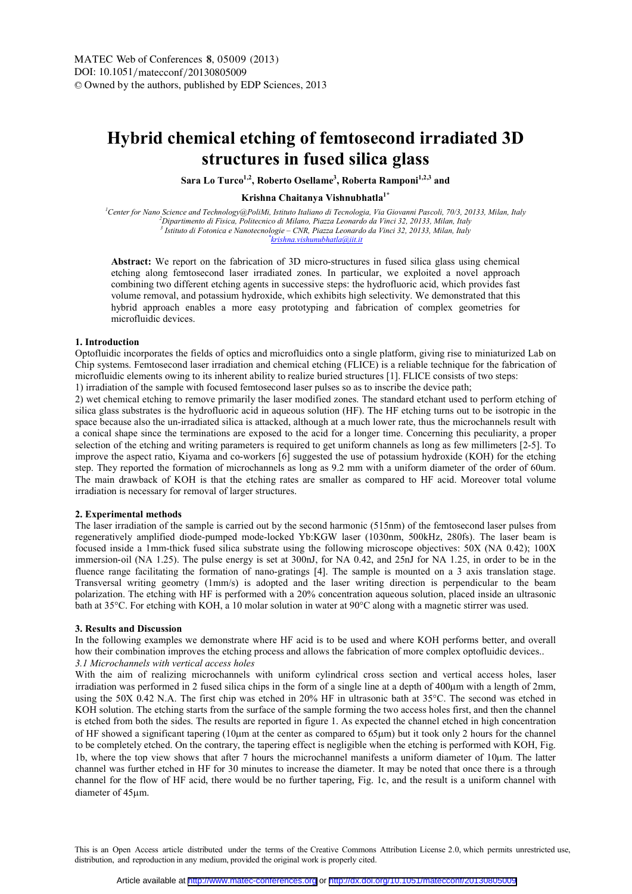# Hybrid chemical etching of femtosecond irradiated 3D structures in fused silica glass

**Sara Lo Turco[1,2], Roberto Osellame[3], Roberta Ramponi[1,2,3] and Krishna Chaitanya Vishnubhatla[1*]**

[1]*Center for Nano Science and Technology@PoliMi, Istituto Italiano di Tecnologia, Via Giovanni Pascoli, 70/3, 20133, Milan, Italy*
[2]*Dipartimento di Fisica, Politecnico di Milano, Piazza Leonardo da Vinci 32, 20133, Milan, Italy*
[3]*Istituto di Fotonica e Nanotecnologie – CNR, Piazza Leonardo da Vinci 32, 20133, Milan, Italy*
[*]*krishna.vishunubhatla@iit.it*

**Abstract:** We report on the fabrication of 3D micro-structures in fused silica glass using chemical etching along femtosecond laser irradiated zones. In particular, we exploited a novel approach combining two different etching agents in successive steps: the hydrofluoric acid, which provides fast volume removal, and potassium hydroxide, which exhibits high selectivity. We demonstrated that this hybrid approach enables a more easy prototyping and fabrication of complex geometries for microfluidic devices.

## 1. Introduction

Optofluidic incorporates the fields of optics and microfluidics onto a single platform, giving rise to miniaturized Lab on Chip systems. Femtosecond laser irradiation and chemical etching (FLICE) is a reliable technique for the fabrication of microfluidic elements owing to its inherent ability to realize buried structures [1]. FLICE consists of two steps:

1) irradiation of the sample with focused femtosecond laser pulses so as to inscribe the device path;

2) wet chemical etching to remove primarily the laser modified zones. The standard etchant used to perform etching of silica glass substrates is the hydrofluoric acid in aqueous solution (HF). The HF etching turns out to be isotropic in the space because also the un-irradiated silica is attacked, although at a much lower rate, thus the microchannels result with a conical shape since the terminations are exposed to the acid for a longer time. Concerning this peculiarity, a proper selection of the etching and writing parameters is required to get uniform channels as long as few millimeters [2-5]. To improve the aspect ratio, Kiyama and co-workers [6] suggested the use of potassium hydroxide (KOH) for the etching step. They reported the formation of microchannels as long as 9.2 mm with a uniform diameter of the order of 60um. The main drawback of KOH is that the etching rates are smaller as compared to HF acid. Moreover total volume irradiation is necessary for removal of larger structures.

## 2. Experimental methods

The laser irradiation of the sample is carried out by the second harmonic (515nm) of the femtosecond laser pulses from regeneratively amplified diode-pumped mode-locked Yb:KGW laser (1030nm, 500kHz, 280fs). The laser beam is focused inside a 1mm-thick fused silica substrate using the following microscope objectives: 50X (NA 0.42); 100X immersion-oil (NA 1.25). The pulse energy is set at 300nJ, for NA 0.42, and 25nJ for NA 1.25, in order to be in the fluence range facilitating the formation of nano-gratings [4]. The sample is mounted on a 3 axis translation stage. Transversal writing geometry (1mm/s) is adopted and the laser writing direction is perpendicular to the beam polarization. The etching with HF is performed with a 20% concentration aqueous solution, placed inside an ultrasonic bath at 35°C. For etching with KOH, a 10 molar solution in water at 90°C along with a magnetic stirrer was used.

## 3. Results and Discussion

In the following examples we demonstrate where HF acid is to be used and where KOH performs better, and overall how their combination improves the etching process and allows the fabrication of more complex optofluidic devices..

### *3.1 Microchannels with vertical access holes*

With the aim of realizing microchannels with uniform cylindrical cross section and vertical access holes, laser irradiation was performed in 2 fused silica chips in the form of a single line at a depth of 400μm with a length of 2mm, using the 50X 0.42 N.A. The first chip was etched in 20% HF in ultrasonic bath at 35°C. The second was etched in KOH solution. The etching starts from the surface of the sample forming the two access holes first, and then the channel is etched from both the sides. The results are reported in figure 1. As expected the channel etched in high concentration of HF showed a significant tapering (10μm at the center as compared to 65μm) but it took only 2 hours for the channel to be completely etched. On the contrary, the tapering effect is negligible when the etching is performed with KOH, Fig. 1b, where the top view shows that after 7 hours the microchannel manifests a uniform diameter of 10μm. The latter channel was further etched in HF for 30 minutes to increase the diameter. It may be noted that once there is a through channel for the flow of HF acid, there would be no further tapering, Fig. 1c, and the result is a uniform channel with diameter of 45μm.

This is an Open Access article distributed under the terms of the Creative Commons Attribution License 2.0, which permits unrestricted use, distribution, and reproduction in any medium, provided the original work is properly cited.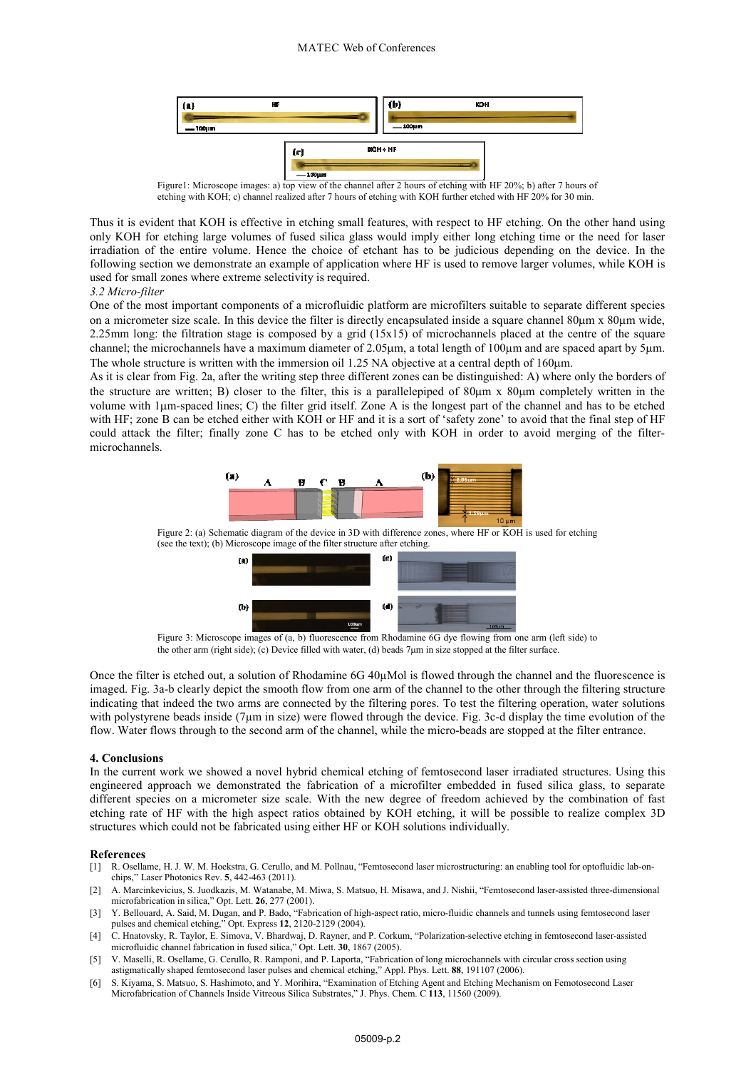Figure1: Microscope images: a) top view of the channel after 2 hours of etching with HF 20%; b) after 7 hours of etching with KOH; c) channel realized after 7 hours of etching with KOH further etched with HF 20% for 30 min.

Thus it is evident that KOH is effective in etching small features, with respect to HF etching. On the other hand using only KOH for etching large volumes of fused silica glass would imply either long etching time or the need for laser irradiation of the entire volume. Hence the choice of etchant has to be judicious depending on the device. In the following section we demonstrate an example of application where HF is used to remove larger volumes, while KOH is used for small zones where extreme selectivity is required.

*3.2 Micro-filter*

One of the most important components of a microfluidic platform are microfilters suitable to separate different species on a micrometer size scale. In this device the filter is directly encapsulated inside a square channel 80µm x 80µm wide, 2.25mm long: the filtration stage is composed by a grid (15x15) of microchannels placed at the centre of the square channel; the microchannels have a maximum diameter of 2.05µm, a total length of 100µm and are spaced apart by 5µm. The whole structure is written with the immersion oil 1.25 NA objective at a central depth of 160µm.

As it is clear from Fig. 2a, after the writing step three different zones can be distinguished: A) where only the borders of the structure are written; B) closer to the filter, this is a parallelepiped of 80µm x 80µm completely written in the volume with 1µm-spaced lines; C) the filter grid itself. Zone A is the longest part of the channel and has to be etched with HF; zone B can be etched either with KOH or HF and it is a sort of 'safety zone' to avoid that the final step of HF could attack the filter; finally zone C has to be etched only with KOH in order to avoid merging of the filter-microchannels.

Figure 2: (a) Schematic diagram of the device in 3D with difference zones, where HF or KOH is used for etching (see the text); (b) Microscope image of the filter structure after etching.

Figure 3: Microscope images of (a, b) fluorescence from Rhodamine 6G dye flowing from one arm (left side) to the other arm (right side); (c) Device filled with water, (d) beads 7µm in size stopped at the filter surface.

Once the filter is etched out, a solution of Rhodamine 6G 40µMol is flowed through the channel and the fluorescence is imaged. Fig. 3a-b clearly depict the smooth flow from one arm of the channel to the other through the filtering structure indicating that indeed the two arms are connected by the filtering pores. To test the filtering operation, water solutions with polystyrene beads inside (7µm in size) were flowed through the device. Fig. 3c-d display the time evolution of the flow. Water flows through to the second arm of the channel, while the micro-beads are stopped at the filter entrance.

## 4. Conclusions

In the current work we showed a novel hybrid chemical etching of femtosecond laser irradiated structures. Using this engineered approach we demonstrated the fabrication of a microfilter embedded in fused silica glass, to separate different species on a micrometer size scale. With the new degree of freedom achieved by the combination of fast etching rate of HF with the high aspect ratios obtained by KOH etching, it will be possible to realize complex 3D structures which could not be fabricated using either HF or KOH solutions individually.

## References

[1] R. Osellame, H. J. W. M. Hoekstra, G. Cerullo, and M. Pollnau, "Femtosecond laser microstructuring: an enabling tool for optofluidic lab-on-chips," Laser Photonics Rev. **5**, 442-463 (2011).

[2] A. Marcinkevicius, S. Juodkazis, M. Watanabe, M. Miwa, S. Matsuo, H. Misawa, and J. Nishii, "Femtosecond laser-assisted three-dimensional microfabrication in silica," Opt. Lett. **26**, 277 (2001).

[3] Y. Bellouard, A. Said, M. Dugan, and P. Bado, "Fabrication of high-aspect ratio, micro-fluidic channels and tunnels using femtosecond laser pulses and chemical etching," Opt. Express **12**, 2120-2129 (2004).

[4] C. Hnatovsky, R. Taylor, E. Simova, V. Bhardwaj, D. Rayner, and P. Corkum, "Polarization-selective etching in femtosecond laser-assisted microfluidic channel fabrication in fused silica," Opt. Lett. **30**, 1867 (2005).

[5] V. Maselli, R. Osellame, G. Cerullo, R. Ramponi, and P. Laporta, "Fabrication of long microchannels with circular cross section using astigmatically shaped femtosecond laser pulses and chemical etching," Appl. Phys. Lett. **88**, 191107 (2006).

[6] S. Kiyama, S. Matsuo, S. Hashimoto, and Y. Morihira, "Examination of Etching Agent and Etching Mechanism on Femotosecond Laser Microfabrication of Channels Inside Vitreous Silica Substrates," J. Phys. Chem. C **113**, 11560 (2009).